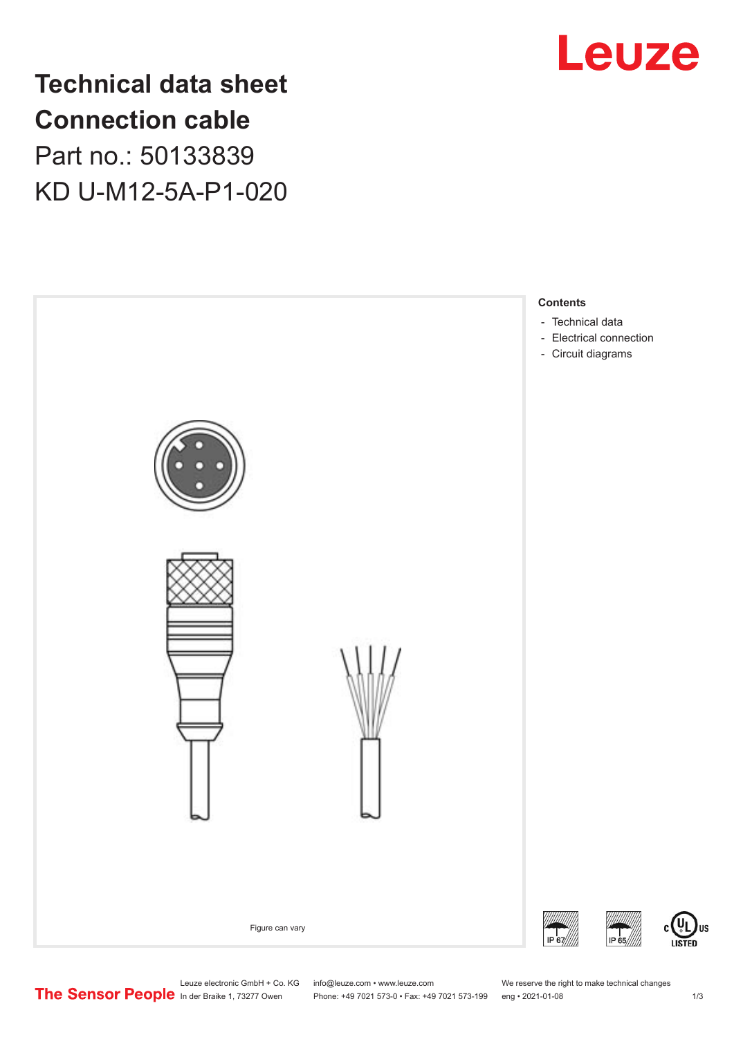# Technical data sheet
# Connection cable

Part no.: 50133839

KD U-M12-5A-P1-020

Figure can vary

**Contents**

- Technical data
- Electrical connection
- Circuit diagrams

IP 67

IP 65

c UL US LISTED

The Sensor People

Leuze electronic GmbH + Co. KG
In der Braike 1, 73277 Owen

info@leuze.com • www.leuze.com
Phone: +49 7021 573-0 • Fax: +49 7021 573-199

We reserve the right to make technical changes
eng • 2021-01-08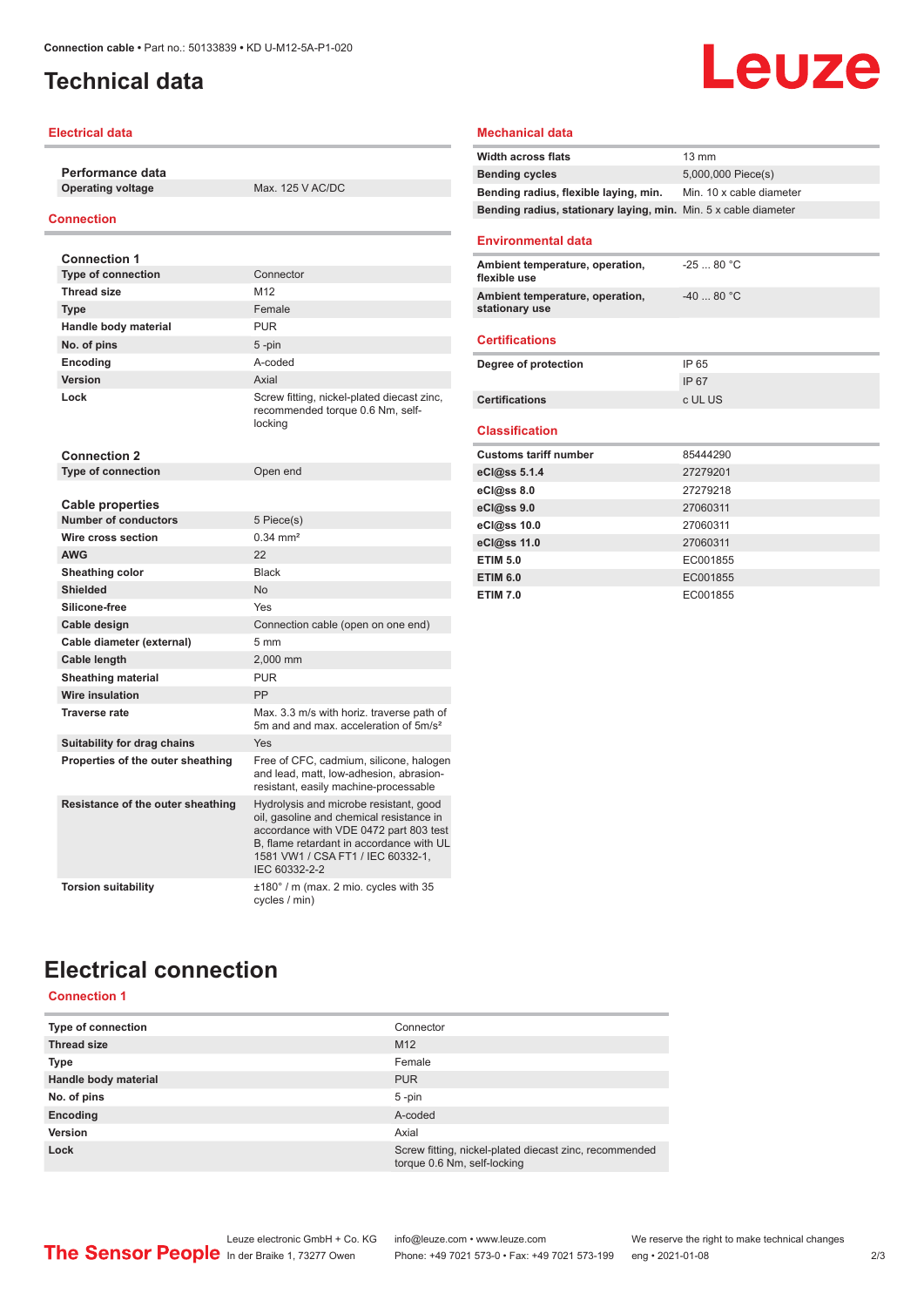# Technical data

## Electrical data

**Performance data**

| | |
|---|---|
| Operating voltage | Max. 125 V AC/DC |

## Connection

**Connection 1**

| | |
|---|---|
| Type of connection | Connector |
| Thread size | M12 |
| Type | Female |
| Handle body material | PUR |
| No. of pins | 5 -pin |
| Encoding | A-coded |
| Version | Axial |
| Lock | Screw fitting, nickel-plated diecast zinc, recommended torque 0.6 Nm, self-locking |

**Connection 2**

| | |
|---|---|
| Type of connection | Open end |

**Cable properties**

| | |
|---|---|
| Number of conductors | 5 Piece(s) |
| Wire cross section | 0.34 mm² |
| AWG | 22 |
| Sheathing color | Black |
| Shielded | No |
| Silicone-free | Yes |
| Cable design | Connection cable (open on one end) |
| Cable diameter (external) | 5 mm |
| Cable length | 2,000 mm |
| Sheathing material | PUR |
| Wire insulation | PP |
| Traverse rate | Max. 3.3 m/s with horiz. traverse path of 5m and and max. acceleration of 5m/s² |
| Suitability for drag chains | Yes |
| Properties of the outer sheathing | Free of CFC, cadmium, silicone, halogen and lead, matt, low-adhesion, abrasion-resistant, easily machine-processable |
| Resistance of the outer sheathing | Hydrolysis and microbe resistant, good oil, gasoline and chemical resistance in accordance with VDE 0472 part 803 test B, flame retardant in accordance with UL 1581 VW1 / CSA FT1 / IEC 60332-1, IEC 60332-2-2 |
| Torsion suitability | ±180° / m (max. 2 mio. cycles with 35 cycles / min) |

## Mechanical data

| | |
|---|---|
| Width across flats | 13 mm |
| Bending cycles | 5,000,000 Piece(s) |
| Bending radius, flexible laying, min. | Min. 10 x cable diameter |
| Bending radius, stationary laying, min. | Min. 5 x cable diameter |

## Environmental data

| | |
|---|---|
| Ambient temperature, operation, flexible use | -25 ... 80 °C |
| Ambient temperature, operation, stationary use | -40 ... 80 °C |

## Certifications

| | |
|---|---|
| Degree of protection | IP 65 |
| | IP 67 |
| Certifications | c UL US |

## Classification

| | |
|---|---|
| Customs tariff number | 85444290 |
| eCl@ss 5.1.4 | 27279201 |
| eCl@ss 8.0 | 27279218 |
| eCl@ss 9.0 | 27060311 |
| eCl@ss 10.0 | 27060311 |
| eCl@ss 11.0 | 27060311 |
| ETIM 5.0 | EC001855 |
| ETIM 6.0 | EC001855 |
| ETIM 7.0 | EC001855 |

# Electrical connection

## Connection 1

| | |
|---|---|
| Type of connection | Connector |
| Thread size | M12 |
| Type | Female |
| Handle body material | PUR |
| No. of pins | 5 -pin |
| Encoding | A-coded |
| Version | Axial |
| Lock | Screw fitting, nickel-plated diecast zinc, recommended torque 0.6 Nm, self-locking |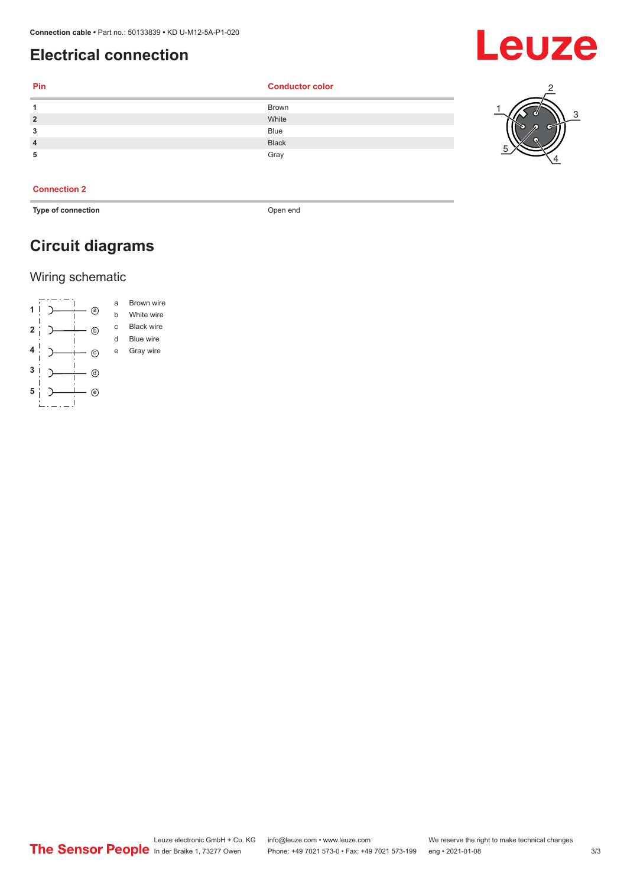## Electrical connection

| Pin | Conductor color |
|---|---|
| 1 | Brown |
| 2 | White |
| 3 | Blue |
| 4 | Black |
| 5 | Gray |

1
2
3
4
5

**Connection 2**

| | |
|---|---|
| **Type of connection** | Open end |

## Circuit diagrams

### Wiring schematic

1
2
4
3
5

a
b
c
d
e

a Brown wire
b White wire
c Black wire
d Blue wire
e Gray wire